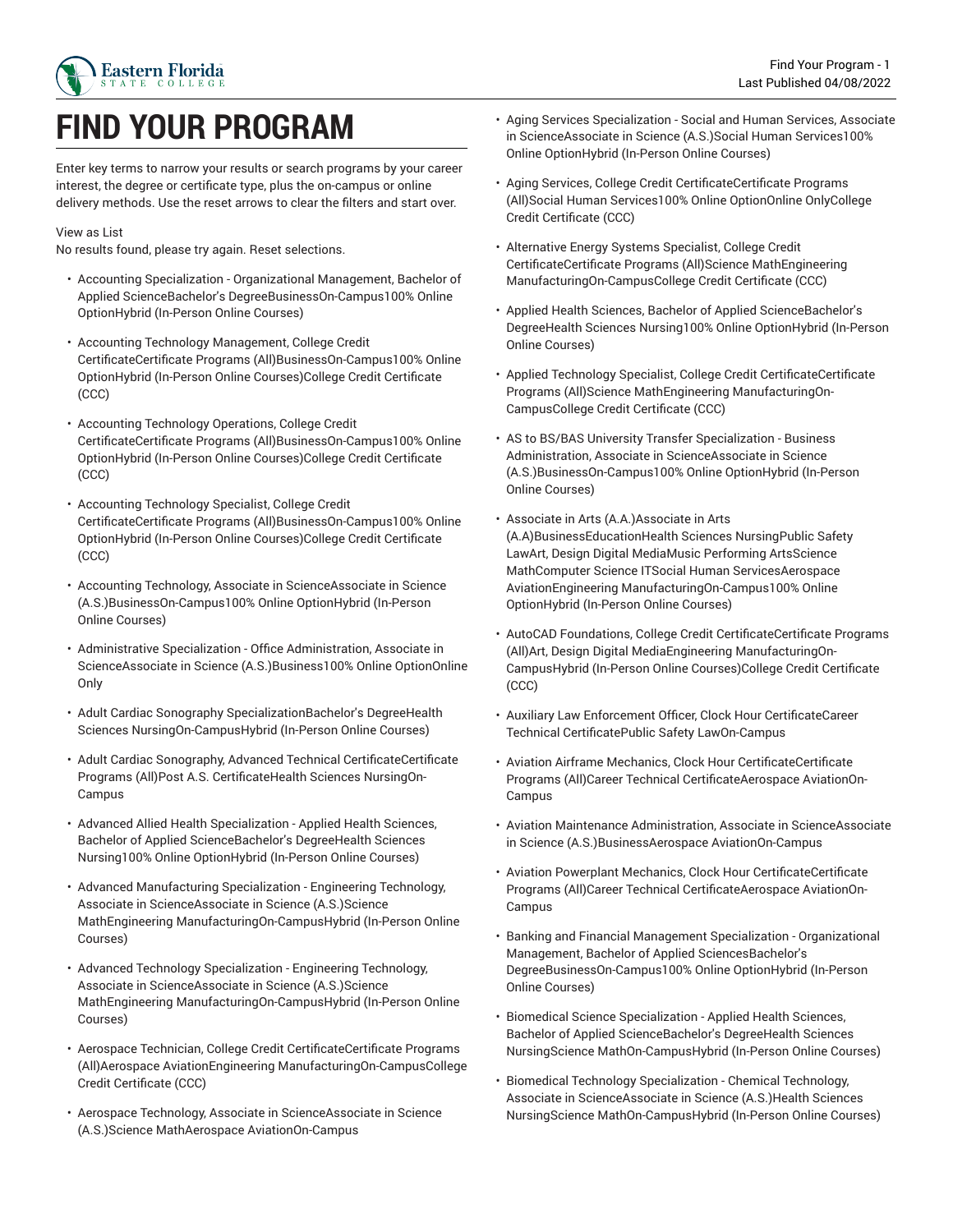# FIND YOUR PROGRAM

Enter key terms to narrow your results or search programs by your career interest, the degree or certificate type, plus the on-campus or online delivery methods. Use the reset arrows to clear the filters and start over.

View as List
No results found, please try again. Reset selections.

- Accounting Specialization - Organizational Management, Bachelor of Applied ScienceBachelor's DegreeBusinessOn-Campus100% Online OptionHybrid (In-Person Online Courses)
- Accounting Technology Management, College Credit CertificateCertificate Programs (All)BusinessOn-Campus100% Online OptionHybrid (In-Person Online Courses)College Credit Certificate (CCC)
- Accounting Technology Operations, College Credit CertificateCertificate Programs (All)BusinessOn-Campus100% Online OptionHybrid (In-Person Online Courses)College Credit Certificate (CCC)
- Accounting Technology Specialist, College Credit CertificateCertificate Programs (All)BusinessOn-Campus100% Online OptionHybrid (In-Person Online Courses)College Credit Certificate (CCC)
- Accounting Technology, Associate in ScienceAssociate in Science (A.S.)BusinessOn-Campus100% Online OptionHybrid (In-Person Online Courses)
- Administrative Specialization - Office Administration, Associate in ScienceAssociate in Science (A.S.)Business100% Online OptionOnline Only
- Adult Cardiac Sonography SpecializationBachelor's DegreeHealth Sciences NursingOn-CampusHybrid (In-Person Online Courses)
- Adult Cardiac Sonography, Advanced Technical CertificateCertificate Programs (All)Post A.S. CertificateHealth Sciences NursingOn-Campus
- Advanced Allied Health Specialization - Applied Health Sciences, Bachelor of Applied ScienceBachelor's DegreeHealth Sciences Nursing100% Online OptionHybrid (In-Person Online Courses)
- Advanced Manufacturing Specialization - Engineering Technology, Associate in ScienceAssociate in Science (A.S.)Science MathEngineering ManufacturingOn-CampusHybrid (In-Person Online Courses)
- Advanced Technology Specialization - Engineering Technology, Associate in ScienceAssociate in Science (A.S.)Science MathEngineering ManufacturingOn-CampusHybrid (In-Person Online Courses)
- Aerospace Technician, College Credit CertificateCertificate Programs (All)Aerospace AviationEngineering ManufacturingOn-CampusCollege Credit Certificate (CCC)
- Aerospace Technology, Associate in ScienceAssociate in Science (A.S.)Science MathAerospace AviationOn-Campus
- Aging Services Specialization - Social and Human Services, Associate in ScienceAssociate in Science (A.S.)Social Human Services100% Online OptionHybrid (In-Person Online Courses)
- Aging Services, College Credit CertificateCertificate Programs (All)Social Human Services100% Online OptionOnline OnlyCollege Credit Certificate (CCC)
- Alternative Energy Systems Specialist, College Credit CertificateCertificate Programs (All)Science MathEngineering ManufacturingOn-CampusCollege Credit Certificate (CCC)
- Applied Health Sciences, Bachelor of Applied ScienceBachelor's DegreeHealth Sciences Nursing100% Online OptionHybrid (In-Person Online Courses)
- Applied Technology Specialist, College Credit CertificateCertificate Programs (All)Science MathEngineering ManufacturingOn-CampusCollege Credit Certificate (CCC)
- AS to BS/BAS University Transfer Specialization - Business Administration, Associate in ScienceAssociate in Science (A.S.)BusinessOn-Campus100% Online OptionHybrid (In-Person Online Courses)
- Associate in Arts (A.A.)Associate in Arts (A.A)BusinessEducationHealth Sciences NursingPublic Safety LawArt, Design Digital MediaMusic Performing ArtsScience MathComputer Science ITSocial Human ServicesAerospace AviationEngineering ManufacturingOn-Campus100% Online OptionHybrid (In-Person Online Courses)
- AutoCAD Foundations, College Credit CertificateCertificate Programs (All)Art, Design Digital MediaEngineering ManufacturingOn-CampusHybrid (In-Person Online Courses)College Credit Certificate (CCC)
- Auxiliary Law Enforcement Officer, Clock Hour CertificateCareer Technical CertificatePublic Safety LawOn-Campus
- Aviation Airframe Mechanics, Clock Hour CertificateCertificate Programs (All)Career Technical CertificateAerospace AviationOn-Campus
- Aviation Maintenance Administration, Associate in ScienceAssociate in Science (A.S.)BusinessAerospace AviationOn-Campus
- Aviation Powerplant Mechanics, Clock Hour CertificateCertificate Programs (All)Career Technical CertificateAerospace AviationOn-Campus
- Banking and Financial Management Specialization - Organizational Management, Bachelor of Applied SciencesBachelor's DegreeBusinessOn-Campus100% Online OptionHybrid (In-Person Online Courses)
- Biomedical Science Specialization - Applied Health Sciences, Bachelor of Applied ScienceBachelor's DegreeHealth Sciences NursingScience MathOn-CampusHybrid (In-Person Online Courses)
- Biomedical Technology Specialization - Chemical Technology, Associate in ScienceAssociate in Science (A.S.)Health Sciences NursingScience MathOn-CampusHybrid (In-Person Online Courses)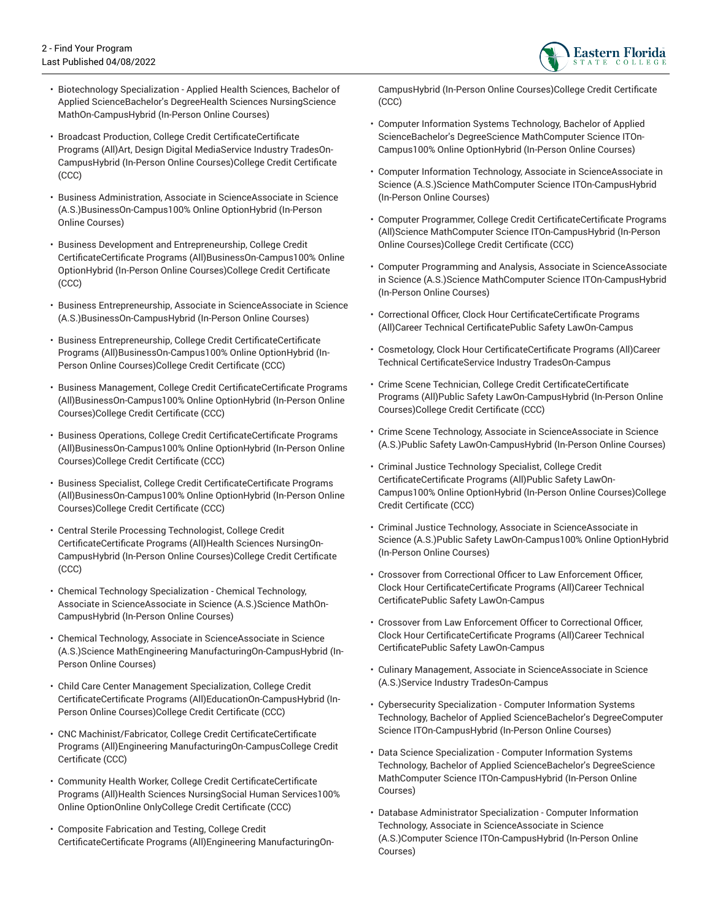- Biotechnology Specialization - Applied Health Sciences, Bachelor of Applied ScienceBachelor's DegreeHealth Sciences NursingScience MathOn-CampusHybrid (In-Person Online Courses)
- Broadcast Production, College Credit CertificateCertificate Programs (All)Art, Design Digital MediaService Industry TradesOn-CampusHybrid (In-Person Online Courses)College Credit Certificate (CCC)
- Business Administration, Associate in ScienceAssociate in Science (A.S.)BusinessOn-Campus100% Online OptionHybrid (In-Person Online Courses)
- Business Development and Entrepreneurship, College Credit CertificateCertificate Programs (All)BusinessOn-Campus100% Online OptionHybrid (In-Person Online Courses)College Credit Certificate (CCC)
- Business Entrepreneurship, Associate in ScienceAssociate in Science (A.S.)BusinessOn-CampusHybrid (In-Person Online Courses)
- Business Entrepreneurship, College Credit CertificateCertificate Programs (All)BusinessOn-Campus100% Online OptionHybrid (In-Person Online Courses)College Credit Certificate (CCC)
- Business Management, College Credit CertificateCertificate Programs (All)BusinessOn-Campus100% Online OptionHybrid (In-Person Online Courses)College Credit Certificate (CCC)
- Business Operations, College Credit CertificateCertificate Programs (All)BusinessOn-Campus100% Online OptionHybrid (In-Person Online Courses)College Credit Certificate (CCC)
- Business Specialist, College Credit CertificateCertificate Programs (All)BusinessOn-Campus100% Online OptionHybrid (In-Person Online Courses)College Credit Certificate (CCC)
- Central Sterile Processing Technologist, College Credit CertificateCertificate Programs (All)Health Sciences NursingOn-CampusHybrid (In-Person Online Courses)College Credit Certificate (CCC)
- Chemical Technology Specialization - Chemical Technology, Associate in ScienceAssociate in Science (A.S.)Science MathOn-CampusHybrid (In-Person Online Courses)
- Chemical Technology, Associate in ScienceAssociate in Science (A.S.)Science MathEngineering ManufacturingOn-CampusHybrid (In-Person Online Courses)
- Child Care Center Management Specialization, College Credit CertificateCertificate Programs (All)EducationOn-CampusHybrid (In-Person Online Courses)College Credit Certificate (CCC)
- CNC Machinist/Fabricator, College Credit CertificateCertificate Programs (All)Engineering ManufacturingOn-CampusCollege Credit Certificate (CCC)
- Community Health Worker, College Credit CertificateCertificate Programs (All)Health Sciences NursingSocial Human Services100% Online OptionOnline OnlyCollege Credit Certificate (CCC)
- Composite Fabrication and Testing, College Credit CertificateCertificate Programs (All)Engineering ManufacturingOn-CampusHybrid (In-Person Online Courses)College Credit Certificate (CCC)
- Computer Information Systems Technology, Bachelor of Applied ScienceBachelor's DegreeScience MathComputer Science ITOn-Campus100% Online OptionHybrid (In-Person Online Courses)
- Computer Information Technology, Associate in ScienceAssociate in Science (A.S.)Science MathComputer Science ITOn-CampusHybrid (In-Person Online Courses)
- Computer Programmer, College Credit CertificateCertificate Programs (All)Science MathComputer Science ITOn-CampusHybrid (In-Person Online Courses)College Credit Certificate (CCC)
- Computer Programming and Analysis, Associate in ScienceAssociate in Science (A.S.)Science MathComputer Science ITOn-CampusHybrid (In-Person Online Courses)
- Correctional Officer, Clock Hour CertificateCertificate Programs (All)Career Technical CertificatePublic Safety LawOn-Campus
- Cosmetology, Clock Hour CertificateCertificate Programs (All)Career Technical CertificateService Industry TradesOn-Campus
- Crime Scene Technician, College Credit CertificateCertificate Programs (All)Public Safety LawOn-CampusHybrid (In-Person Online Courses)College Credit Certificate (CCC)
- Crime Scene Technology, Associate in ScienceAssociate in Science (A.S.)Public Safety LawOn-CampusHybrid (In-Person Online Courses)
- Criminal Justice Technology Specialist, College Credit CertificateCertificate Programs (All)Public Safety LawOn-Campus100% Online OptionHybrid (In-Person Online Courses)College Credit Certificate (CCC)
- Criminal Justice Technology, Associate in ScienceAssociate in Science (A.S.)Public Safety LawOn-Campus100% Online OptionHybrid (In-Person Online Courses)
- Crossover from Correctional Officer to Law Enforcement Officer, Clock Hour CertificateCertificate Programs (All)Career Technical CertificatePublic Safety LawOn-Campus
- Crossover from Law Enforcement Officer to Correctional Officer, Clock Hour CertificateCertificate Programs (All)Career Technical CertificatePublic Safety LawOn-Campus
- Culinary Management, Associate in ScienceAssociate in Science (A.S.)Service Industry TradesOn-Campus
- Cybersecurity Specialization - Computer Information Systems Technology, Bachelor of Applied ScienceBachelor's DegreeComputer Science ITOn-CampusHybrid (In-Person Online Courses)
- Data Science Specialization - Computer Information Systems Technology, Bachelor of Applied ScienceBachelor's DegreeScience MathComputer Science ITOn-CampusHybrid (In-Person Online Courses)
- Database Administrator Specialization - Computer Information Technology, Associate in ScienceAssociate in Science (A.S.)Computer Science ITOn-CampusHybrid (In-Person Online Courses)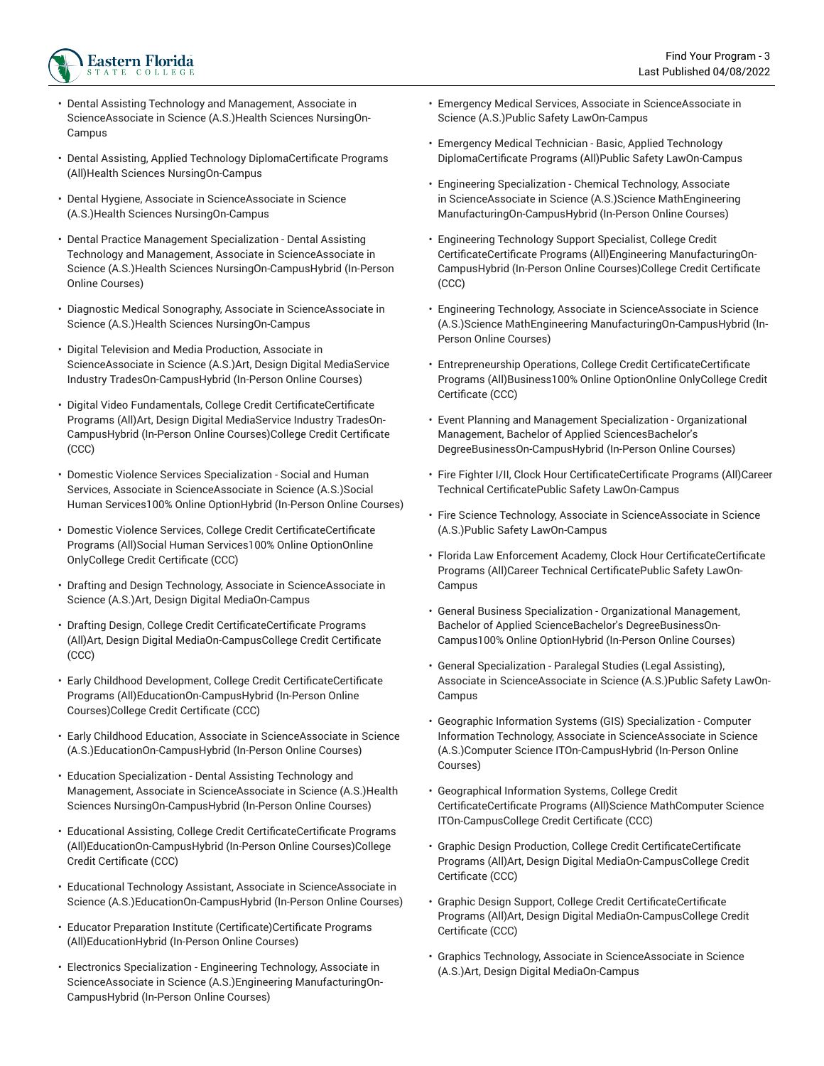- Dental Assisting Technology and Management, Associate in ScienceAssociate in Science (A.S.)Health Sciences NursingOn-Campus
- Dental Assisting, Applied Technology DiplomaCertificate Programs (All)Health Sciences NursingOn-Campus
- Dental Hygiene, Associate in ScienceAssociate in Science (A.S.)Health Sciences NursingOn-Campus
- Dental Practice Management Specialization - Dental Assisting Technology and Management, Associate in ScienceAssociate in Science (A.S.)Health Sciences NursingOn-CampusHybrid (In-Person Online Courses)
- Diagnostic Medical Sonography, Associate in ScienceAssociate in Science (A.S.)Health Sciences NursingOn-Campus
- Digital Television and Media Production, Associate in ScienceAssociate in Science (A.S.)Art, Design Digital MediaService Industry TradesOn-CampusHybrid (In-Person Online Courses)
- Digital Video Fundamentals, College Credit CertificateCertificate Programs (All)Art, Design Digital MediaService Industry TradesOn-CampusHybrid (In-Person Online Courses)College Credit Certificate (CCC)
- Domestic Violence Services Specialization - Social and Human Services, Associate in ScienceAssociate in Science (A.S.)Social Human Services100% Online OptionHybrid (In-Person Online Courses)
- Domestic Violence Services, College Credit CertificateCertificate Programs (All)Social Human Services100% Online OptionOnline OnlyCollege Credit Certificate (CCC)
- Drafting and Design Technology, Associate in ScienceAssociate in Science (A.S.)Art, Design Digital MediaOn-Campus
- Drafting Design, College Credit CertificateCertificate Programs (All)Art, Design Digital MediaOn-CampusCollege Credit Certificate (CCC)
- Early Childhood Development, College Credit CertificateCertificate Programs (All)EducationOn-CampusHybrid (In-Person Online Courses)College Credit Certificate (CCC)
- Early Childhood Education, Associate in ScienceAssociate in Science (A.S.)EducationOn-CampusHybrid (In-Person Online Courses)
- Education Specialization - Dental Assisting Technology and Management, Associate in ScienceAssociate in Science (A.S.)Health Sciences NursingOn-CampusHybrid (In-Person Online Courses)
- Educational Assisting, College Credit CertificateCertificate Programs (All)EducationOn-CampusHybrid (In-Person Online Courses)College Credit Certificate (CCC)
- Educational Technology Assistant, Associate in ScienceAssociate in Science (A.S.)EducationOn-CampusHybrid (In-Person Online Courses)
- Educator Preparation Institute (Certificate)Certificate Programs (All)EducationHybrid (In-Person Online Courses)
- Electronics Specialization - Engineering Technology, Associate in ScienceAssociate in Science (A.S.)Engineering ManufacturingOn-CampusHybrid (In-Person Online Courses)
- Emergency Medical Services, Associate in ScienceAssociate in Science (A.S.)Public Safety LawOn-Campus
- Emergency Medical Technician - Basic, Applied Technology DiplomaCertificate Programs (All)Public Safety LawOn-Campus
- Engineering Specialization - Chemical Technology, Associate in ScienceAssociate in Science (A.S.)Science MathEngineering ManufacturingOn-CampusHybrid (In-Person Online Courses)
- Engineering Technology Support Specialist, College Credit CertificateCertificate Programs (All)Engineering ManufacturingOn-CampusHybrid (In-Person Online Courses)College Credit Certificate (CCC)
- Engineering Technology, Associate in ScienceAssociate in Science (A.S.)Science MathEngineering ManufacturingOn-CampusHybrid (In-Person Online Courses)
- Entrepreneurship Operations, College Credit CertificateCertificate Programs (All)Business100% Online OptionOnline OnlyCollege Credit Certificate (CCC)
- Event Planning and Management Specialization - Organizational Management, Bachelor of Applied SciencesBachelor's DegreeBusinessOn-CampusHybrid (In-Person Online Courses)
- Fire Fighter I/II, Clock Hour CertificateCertificate Programs (All)Career Technical CertificatePublic Safety LawOn-Campus
- Fire Science Technology, Associate in ScienceAssociate in Science (A.S.)Public Safety LawOn-Campus
- Florida Law Enforcement Academy, Clock Hour CertificateCertificate Programs (All)Career Technical CertificatePublic Safety LawOn-Campus
- General Business Specialization - Organizational Management, Bachelor of Applied ScienceBachelor's DegreeBusinessOn-Campus100% Online OptionHybrid (In-Person Online Courses)
- General Specialization - Paralegal Studies (Legal Assisting), Associate in ScienceAssociate in Science (A.S.)Public Safety LawOn-Campus
- Geographic Information Systems (GIS) Specialization - Computer Information Technology, Associate in ScienceAssociate in Science (A.S.)Computer Science ITOn-CampusHybrid (In-Person Online Courses)
- Geographical Information Systems, College Credit CertificateCertificate Programs (All)Science MathComputer Science ITOn-CampusCollege Credit Certificate (CCC)
- Graphic Design Production, College Credit CertificateCertificate Programs (All)Art, Design Digital MediaOn-CampusCollege Credit Certificate (CCC)
- Graphic Design Support, College Credit CertificateCertificate Programs (All)Art, Design Digital MediaOn-CampusCollege Credit Certificate (CCC)
- Graphics Technology, Associate in ScienceAssociate in Science (A.S.)Art, Design Digital MediaOn-Campus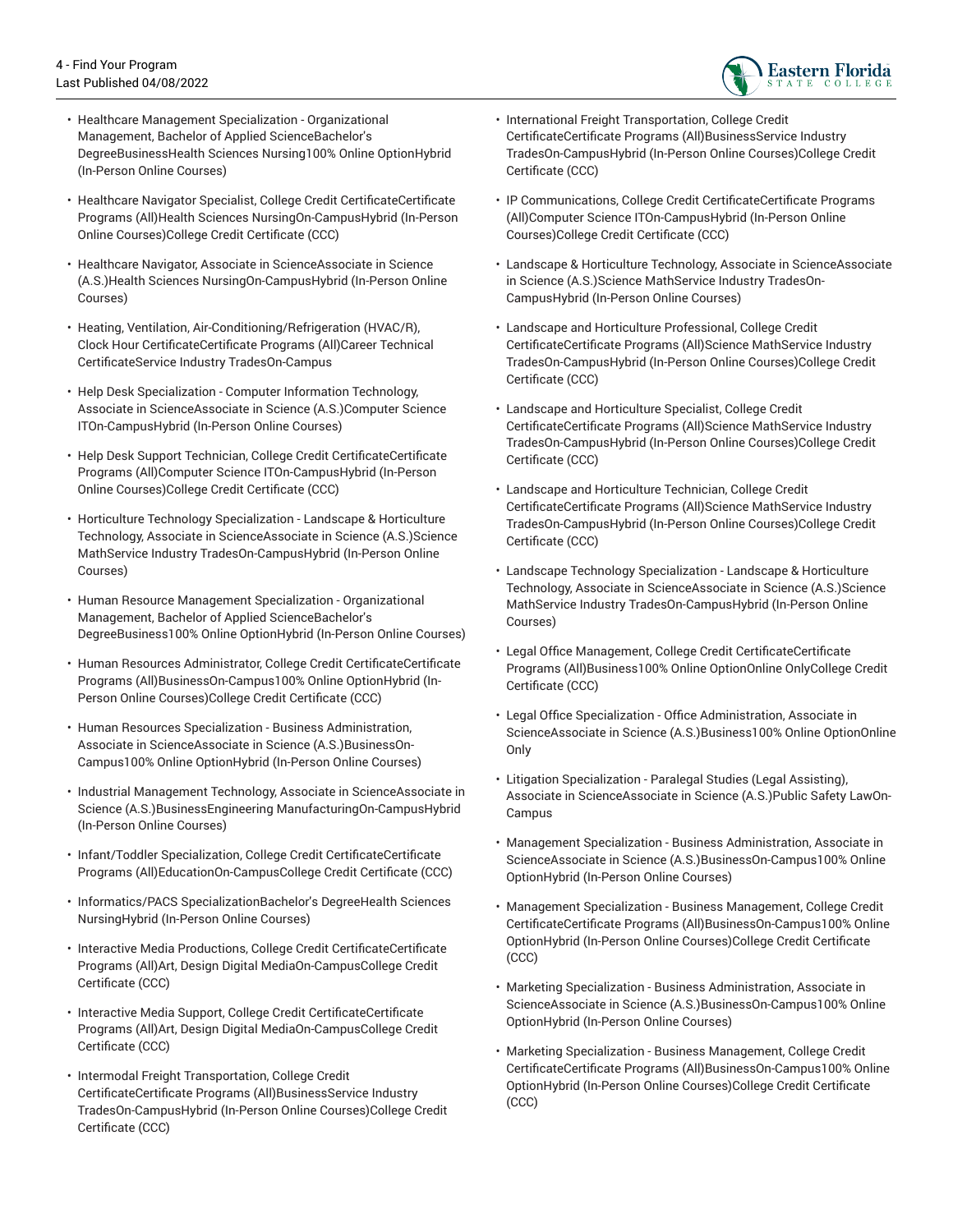- Healthcare Management Specialization - Organizational Management, Bachelor of Applied ScienceBachelor's DegreeBusinessHealth Sciences Nursing100% Online OptionHybrid (In-Person Online Courses)
- Healthcare Navigator Specialist, College Credit CertificateCertificate Programs (All)Health Sciences NursingOn-CampusHybrid (In-Person Online Courses)College Credit Certificate (CCC)
- Healthcare Navigator, Associate in ScienceAssociate in Science (A.S.)Health Sciences NursingOn-CampusHybrid (In-Person Online Courses)
- Heating, Ventilation, Air-Conditioning/Refrigeration (HVAC/R), Clock Hour CertificateCertificate Programs (All)Career Technical CertificateService Industry TradesOn-Campus
- Help Desk Specialization - Computer Information Technology, Associate in ScienceAssociate in Science (A.S.)Computer Science ITOn-CampusHybrid (In-Person Online Courses)
- Help Desk Support Technician, College Credit CertificateCertificate Programs (All)Computer Science ITOn-CampusHybrid (In-Person Online Courses)College Credit Certificate (CCC)
- Horticulture Technology Specialization - Landscape & Horticulture Technology, Associate in ScienceAssociate in Science (A.S.)Science MathService Industry TradesOn-CampusHybrid (In-Person Online Courses)
- Human Resource Management Specialization - Organizational Management, Bachelor of Applied ScienceBachelor's DegreeBusiness100% Online OptionHybrid (In-Person Online Courses)
- Human Resources Administrator, College Credit CertificateCertificate Programs (All)BusinessOn-Campus100% Online OptionHybrid (In-Person Online Courses)College Credit Certificate (CCC)
- Human Resources Specialization - Business Administration, Associate in ScienceAssociate in Science (A.S.)BusinessOn-Campus100% Online OptionHybrid (In-Person Online Courses)
- Industrial Management Technology, Associate in ScienceAssociate in Science (A.S.)BusinessEngineering ManufacturingOn-CampusHybrid (In-Person Online Courses)
- Infant/Toddler Specialization, College Credit CertificateCertificate Programs (All)EducationOn-CampusCollege Credit Certificate (CCC)
- Informatics/PACS SpecializationBachelor's DegreeHealth Sciences NursingHybrid (In-Person Online Courses)
- Interactive Media Productions, College Credit CertificateCertificate Programs (All)Art, Design Digital MediaOn-CampusCollege Credit Certificate (CCC)
- Interactive Media Support, College Credit CertificateCertificate Programs (All)Art, Design Digital MediaOn-CampusCollege Credit Certificate (CCC)
- Intermodal Freight Transportation, College Credit CertificateCertificate Programs (All)BusinessService Industry TradesOn-CampusHybrid (In-Person Online Courses)College Credit Certificate (CCC)
- International Freight Transportation, College Credit CertificateCertificate Programs (All)BusinessService Industry TradesOn-CampusHybrid (In-Person Online Courses)College Credit Certificate (CCC)
- IP Communications, College Credit CertificateCertificate Programs (All)Computer Science ITOn-CampusHybrid (In-Person Online Courses)College Credit Certificate (CCC)
- Landscape & Horticulture Technology, Associate in ScienceAssociate in Science (A.S.)Science MathService Industry TradesOn-CampusHybrid (In-Person Online Courses)
- Landscape and Horticulture Professional, College Credit CertificateCertificate Programs (All)Science MathService Industry TradesOn-CampusHybrid (In-Person Online Courses)College Credit Certificate (CCC)
- Landscape and Horticulture Specialist, College Credit CertificateCertificate Programs (All)Science MathService Industry TradesOn-CampusHybrid (In-Person Online Courses)College Credit Certificate (CCC)
- Landscape and Horticulture Technician, College Credit CertificateCertificate Programs (All)Science MathService Industry TradesOn-CampusHybrid (In-Person Online Courses)College Credit Certificate (CCC)
- Landscape Technology Specialization - Landscape & Horticulture Technology, Associate in ScienceAssociate in Science (A.S.)Science MathService Industry TradesOn-CampusHybrid (In-Person Online Courses)
- Legal Office Management, College Credit CertificateCertificate Programs (All)Business100% Online OptionOnline OnlyCollege Credit Certificate (CCC)
- Legal Office Specialization - Office Administration, Associate in ScienceAssociate in Science (A.S.)Business100% Online OptionOnline Only
- Litigation Specialization - Paralegal Studies (Legal Assisting), Associate in ScienceAssociate in Science (A.S.)Public Safety LawOn-Campus
- Management Specialization - Business Administration, Associate in ScienceAssociate in Science (A.S.)BusinessOn-Campus100% Online OptionHybrid (In-Person Online Courses)
- Management Specialization - Business Management, College Credit CertificateCertificate Programs (All)BusinessOn-Campus100% Online OptionHybrid (In-Person Online Courses)College Credit Certificate (CCC)
- Marketing Specialization - Business Administration, Associate in ScienceAssociate in Science (A.S.)BusinessOn-Campus100% Online OptionHybrid (In-Person Online Courses)
- Marketing Specialization - Business Management, College Credit CertificateCertificate Programs (All)BusinessOn-Campus100% Online OptionHybrid (In-Person Online Courses)College Credit Certificate (CCC)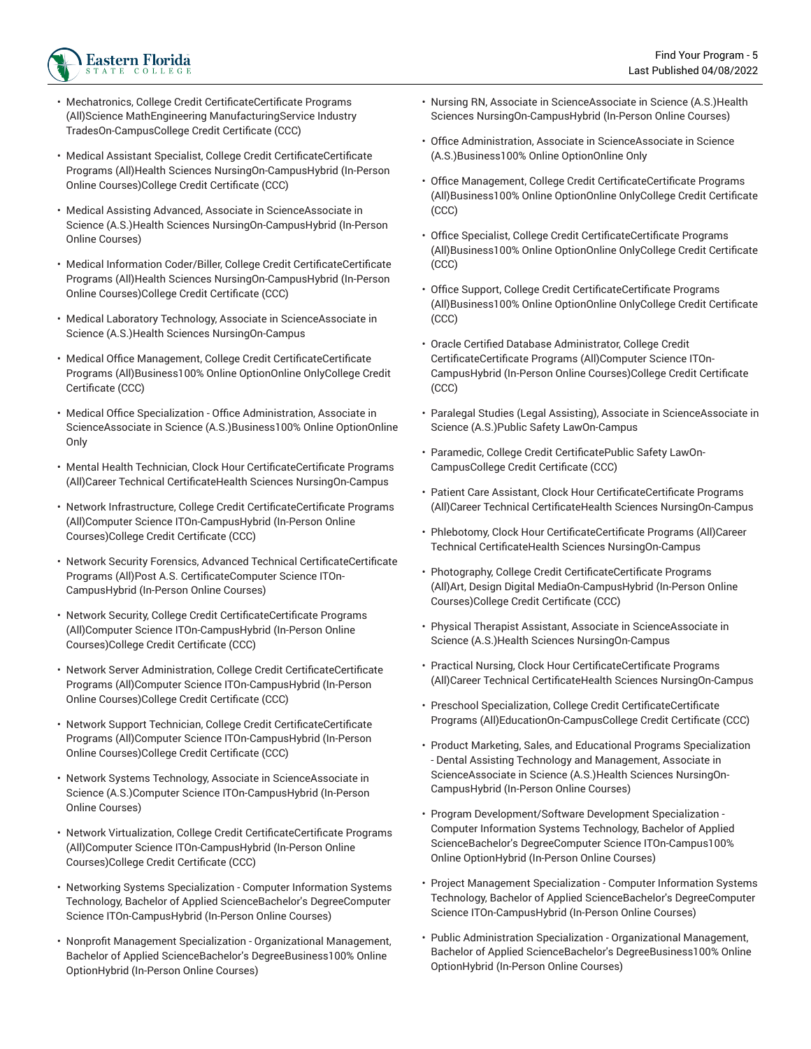- Mechatronics, College Credit CertificateCertificate Programs (All)Science MathEngineering ManufacturingService Industry TradesOn-CampusCollege Credit Certificate (CCC)
- Medical Assistant Specialist, College Credit CertificateCertificate Programs (All)Health Sciences NursingOn-CampusHybrid (In-Person Online Courses)College Credit Certificate (CCC)
- Medical Assisting Advanced, Associate in ScienceAssociate in Science (A.S.)Health Sciences NursingOn-CampusHybrid (In-Person Online Courses)
- Medical Information Coder/Biller, College Credit CertificateCertificate Programs (All)Health Sciences NursingOn-CampusHybrid (In-Person Online Courses)College Credit Certificate (CCC)
- Medical Laboratory Technology, Associate in ScienceAssociate in Science (A.S.)Health Sciences NursingOn-Campus
- Medical Office Management, College Credit CertificateCertificate Programs (All)Business100% Online OptionOnline OnlyCollege Credit Certificate (CCC)
- Medical Office Specialization - Office Administration, Associate in ScienceAssociate in Science (A.S.)Business100% Online OptionOnline Only
- Mental Health Technician, Clock Hour CertificateCertificate Programs (All)Career Technical CertificateHealth Sciences NursingOn-Campus
- Network Infrastructure, College Credit CertificateCertificate Programs (All)Computer Science ITOn-CampusHybrid (In-Person Online Courses)College Credit Certificate (CCC)
- Network Security Forensics, Advanced Technical CertificateCertificate Programs (All)Post A.S. CertificateComputer Science ITOn-CampusHybrid (In-Person Online Courses)
- Network Security, College Credit CertificateCertificate Programs (All)Computer Science ITOn-CampusHybrid (In-Person Online Courses)College Credit Certificate (CCC)
- Network Server Administration, College Credit CertificateCertificate Programs (All)Computer Science ITOn-CampusHybrid (In-Person Online Courses)College Credit Certificate (CCC)
- Network Support Technician, College Credit CertificateCertificate Programs (All)Computer Science ITOn-CampusHybrid (In-Person Online Courses)College Credit Certificate (CCC)
- Network Systems Technology, Associate in ScienceAssociate in Science (A.S.)Computer Science ITOn-CampusHybrid (In-Person Online Courses)
- Network Virtualization, College Credit CertificateCertificate Programs (All)Computer Science ITOn-CampusHybrid (In-Person Online Courses)College Credit Certificate (CCC)
- Networking Systems Specialization - Computer Information Systems Technology, Bachelor of Applied ScienceBachelor's DegreeComputer Science ITOn-CampusHybrid (In-Person Online Courses)
- Nonprofit Management Specialization - Organizational Management, Bachelor of Applied ScienceBachelor's DegreeBusiness100% Online OptionHybrid (In-Person Online Courses)
- Nursing RN, Associate in ScienceAssociate in Science (A.S.)Health Sciences NursingOn-CampusHybrid (In-Person Online Courses)
- Office Administration, Associate in ScienceAssociate in Science (A.S.)Business100% Online OptionOnline Only
- Office Management, College Credit CertificateCertificate Programs (All)Business100% Online OptionOnline OnlyCollege Credit Certificate (CCC)
- Office Specialist, College Credit CertificateCertificate Programs (All)Business100% Online OptionOnline OnlyCollege Credit Certificate (CCC)
- Office Support, College Credit CertificateCertificate Programs (All)Business100% Online OptionOnline OnlyCollege Credit Certificate (CCC)
- Oracle Certified Database Administrator, College Credit CertificateCertificate Programs (All)Computer Science ITOn-CampusHybrid (In-Person Online Courses)College Credit Certificate (CCC)
- Paralegal Studies (Legal Assisting), Associate in ScienceAssociate in Science (A.S.)Public Safety LawOn-Campus
- Paramedic, College Credit CertificatePublic Safety LawOn-CampusCollege Credit Certificate (CCC)
- Patient Care Assistant, Clock Hour CertificateCertificate Programs (All)Career Technical CertificateHealth Sciences NursingOn-Campus
- Phlebotomy, Clock Hour CertificateCertificate Programs (All)Career Technical CertificateHealth Sciences NursingOn-Campus
- Photography, College Credit CertificateCertificate Programs (All)Art, Design Digital MediaOn-CampusHybrid (In-Person Online Courses)College Credit Certificate (CCC)
- Physical Therapist Assistant, Associate in ScienceAssociate in Science (A.S.)Health Sciences NursingOn-Campus
- Practical Nursing, Clock Hour CertificateCertificate Programs (All)Career Technical CertificateHealth Sciences NursingOn-Campus
- Preschool Specialization, College Credit CertificateCertificate Programs (All)EducationOn-CampusCollege Credit Certificate (CCC)
- Product Marketing, Sales, and Educational Programs Specialization - Dental Assisting Technology and Management, Associate in ScienceAssociate in Science (A.S.)Health Sciences NursingOn-CampusHybrid (In-Person Online Courses)
- Program Development/Software Development Specialization - Computer Information Systems Technology, Bachelor of Applied ScienceBachelor's DegreeComputer Science ITOn-Campus100% Online OptionHybrid (In-Person Online Courses)
- Project Management Specialization - Computer Information Systems Technology, Bachelor of Applied ScienceBachelor's DegreeComputer Science ITOn-CampusHybrid (In-Person Online Courses)
- Public Administration Specialization - Organizational Management, Bachelor of Applied ScienceBachelor's DegreeBusiness100% Online OptionHybrid (In-Person Online Courses)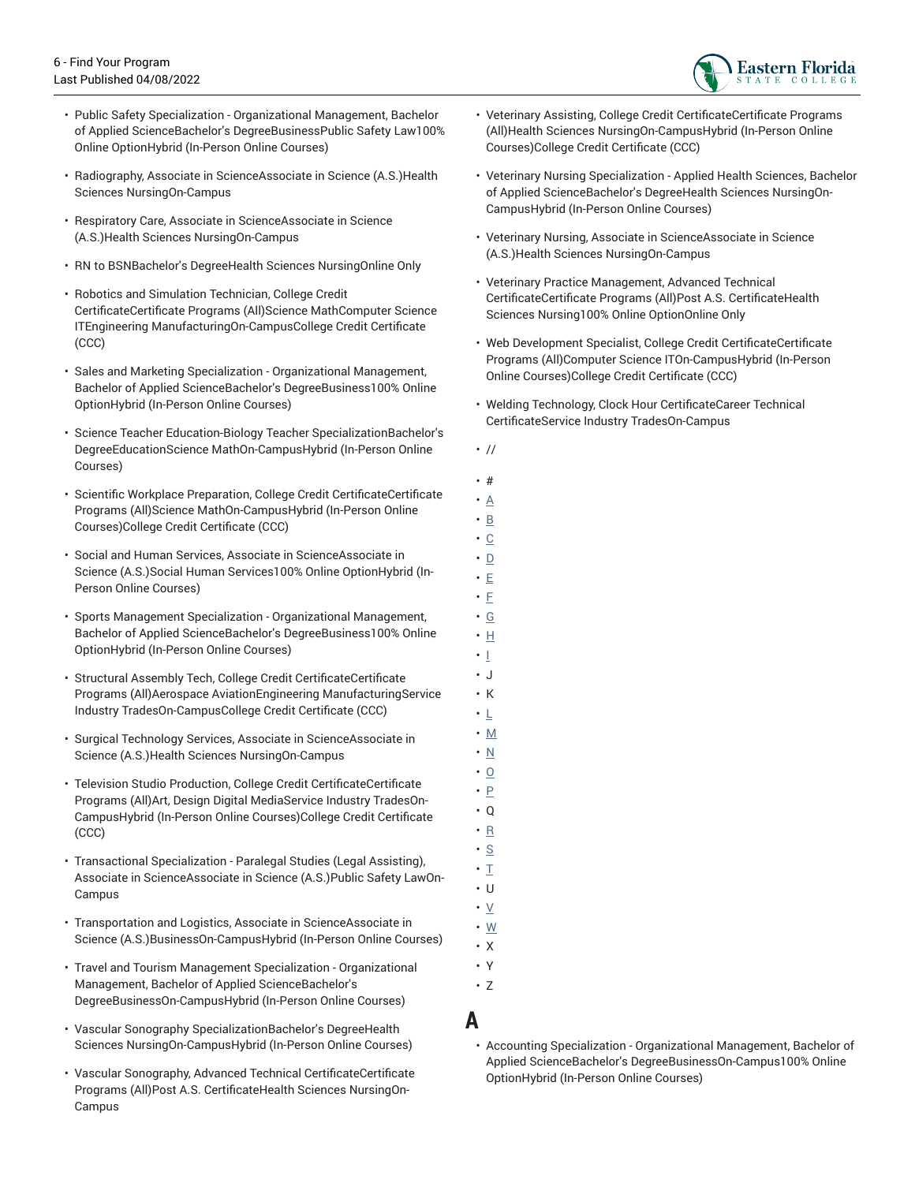- Public Safety Specialization - Organizational Management, Bachelor of Applied ScienceBachelor's DegreeBusinessPublic Safety Law100% Online OptionHybrid (In-Person Online Courses)
- Radiography, Associate in ScienceAssociate in Science (A.S.)Health Sciences NursingOn-Campus
- Respiratory Care, Associate in ScienceAssociate in Science (A.S.)Health Sciences NursingOn-Campus
- RN to BSNBachelor's DegreeHealth Sciences NursingOnline Only
- Robotics and Simulation Technician, College Credit CertificateCertificate Programs (All)Science MathComputer Science ITEngineering ManufacturingOn-CampusCollege Credit Certificate (CCC)
- Sales and Marketing Specialization - Organizational Management, Bachelor of Applied ScienceBachelor's DegreeBusiness100% Online OptionHybrid (In-Person Online Courses)
- Science Teacher Education-Biology Teacher SpecializationBachelor's DegreeEducationScience MathOn-CampusHybrid (In-Person Online Courses)
- Scientific Workplace Preparation, College Credit CertificateCertificate Programs (All)Science MathOn-CampusHybrid (In-Person Online Courses)College Credit Certificate (CCC)
- Social and Human Services, Associate in ScienceAssociate in Science (A.S.)Social Human Services100% Online OptionHybrid (In-Person Online Courses)
- Sports Management Specialization - Organizational Management, Bachelor of Applied ScienceBachelor's DegreeBusiness100% Online OptionHybrid (In-Person Online Courses)
- Structural Assembly Tech, College Credit CertificateCertificate Programs (All)Aerospace AviationEngineering ManufacturingService Industry TradesOn-CampusCollege Credit Certificate (CCC)
- Surgical Technology Services, Associate in ScienceAssociate in Science (A.S.)Health Sciences NursingOn-Campus
- Television Studio Production, College Credit CertificateCertificate Programs (All)Art, Design Digital MediaService Industry TradesOn-CampusHybrid (In-Person Online Courses)College Credit Certificate (CCC)
- Transactional Specialization - Paralegal Studies (Legal Assisting), Associate in ScienceAssociate in Science (A.S.)Public Safety LawOn-Campus
- Transportation and Logistics, Associate in ScienceAssociate in Science (A.S.)BusinessOn-CampusHybrid (In-Person Online Courses)
- Travel and Tourism Management Specialization - Organizational Management, Bachelor of Applied ScienceBachelor's DegreeBusinessOn-CampusHybrid (In-Person Online Courses)
- Vascular Sonography SpecializationBachelor's DegreeHealth Sciences NursingOn-CampusHybrid (In-Person Online Courses)
- Vascular Sonography, Advanced Technical CertificateCertificate Programs (All)Post A.S. CertificateHealth Sciences NursingOn-Campus
- Veterinary Assisting, College Credit CertificateCertificate Programs (All)Health Sciences NursingOn-CampusHybrid (In-Person Online Courses)College Credit Certificate (CCC)
- Veterinary Nursing Specialization - Applied Health Sciences, Bachelor of Applied ScienceBachelor's DegreeHealth Sciences NursingOn-CampusHybrid (In-Person Online Courses)
- Veterinary Nursing, Associate in ScienceAssociate in Science (A.S.)Health Sciences NursingOn-Campus
- Veterinary Practice Management, Advanced Technical CertificateCertificate Programs (All)Post A.S. CertificateHealth Sciences Nursing100% Online OptionOnline Only
- Web Development Specialist, College Credit CertificateCertificate Programs (All)Computer Science ITOn-CampusHybrid (In-Person Online Courses)College Credit Certificate (CCC)
- Welding Technology, Clock Hour CertificateCareer Technical CertificateService Industry TradesOn-Campus
- //

- #
- A
- B
- C
- D
- E
- F
- G
- H
- I
- J
- K
- L
- M
- N
- O
- P
- Q
- R
- S
- T
- U
- V
- W
- X
- Y
- Z

## A

- Accounting Specialization - Organizational Management, Bachelor of Applied ScienceBachelor's DegreeBusinessOn-Campus100% Online OptionHybrid (In-Person Online Courses)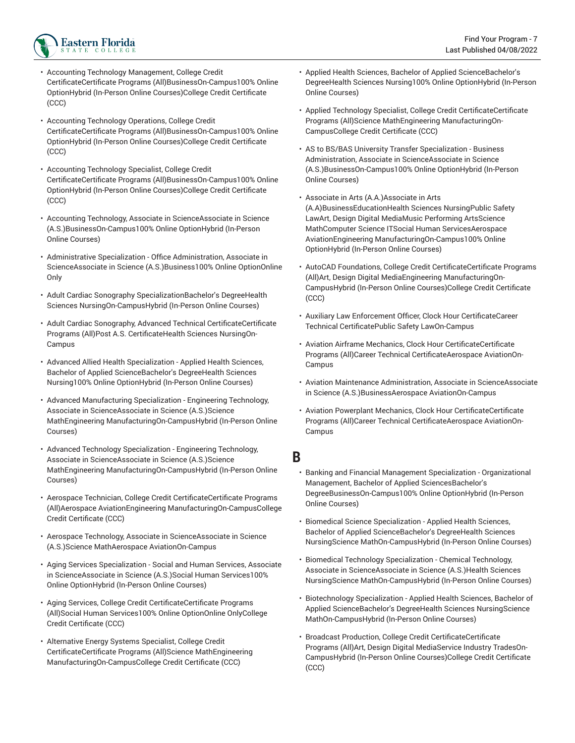- Accounting Technology Management, College Credit CertificateCertificate Programs (All)BusinessOn-Campus100% Online OptionHybrid (In-Person Online Courses)College Credit Certificate (CCC)
- Accounting Technology Operations, College Credit CertificateCertificate Programs (All)BusinessOn-Campus100% Online OptionHybrid (In-Person Online Courses)College Credit Certificate (CCC)
- Accounting Technology Specialist, College Credit CertificateCertificate Programs (All)BusinessOn-Campus100% Online OptionHybrid (In-Person Online Courses)College Credit Certificate (CCC)
- Accounting Technology, Associate in ScienceAssociate in Science (A.S.)BusinessOn-Campus100% Online OptionHybrid (In-Person Online Courses)
- Administrative Specialization - Office Administration, Associate in ScienceAssociate in Science (A.S.)Business100% Online OptionOnline Only
- Adult Cardiac Sonography SpecializationBachelor's DegreeHealth Sciences NursingOn-CampusHybrid (In-Person Online Courses)
- Adult Cardiac Sonography, Advanced Technical CertificateCertificate Programs (All)Post A.S. CertificateHealth Sciences NursingOn-Campus
- Advanced Allied Health Specialization - Applied Health Sciences, Bachelor of Applied ScienceBachelor's DegreeHealth Sciences Nursing100% Online OptionHybrid (In-Person Online Courses)
- Advanced Manufacturing Specialization - Engineering Technology, Associate in ScienceAssociate in Science (A.S.)Science MathEngineering ManufacturingOn-CampusHybrid (In-Person Online Courses)
- Advanced Technology Specialization - Engineering Technology, Associate in ScienceAssociate in Science (A.S.)Science MathEngineering ManufacturingOn-CampusHybrid (In-Person Online Courses)
- Aerospace Technician, College Credit CertificateCertificate Programs (All)Aerospace AviationEngineering ManufacturingOn-CampusCollege Credit Certificate (CCC)
- Aerospace Technology, Associate in ScienceAssociate in Science (A.S.)Science MathAerospace AviationOn-Campus
- Aging Services Specialization - Social and Human Services, Associate in ScienceAssociate in Science (A.S.)Social Human Services100% Online OptionHybrid (In-Person Online Courses)
- Aging Services, College Credit CertificateCertificate Programs (All)Social Human Services100% Online OptionOnline OnlyCollege Credit Certificate (CCC)
- Alternative Energy Systems Specialist, College Credit CertificateCertificate Programs (All)Science MathEngineering ManufacturingOn-CampusCollege Credit Certificate (CCC)
- Applied Health Sciences, Bachelor of Applied ScienceBachelor's DegreeHealth Sciences Nursing100% Online OptionHybrid (In-Person Online Courses)
- Applied Technology Specialist, College Credit CertificateCertificate Programs (All)Science MathEngineering ManufacturingOn-CampusCollege Credit Certificate (CCC)
- AS to BS/BAS University Transfer Specialization - Business Administration, Associate in ScienceAssociate in Science (A.S.)BusinessOn-Campus100% Online OptionHybrid (In-Person Online Courses)
- Associate in Arts (A.A.)Associate in Arts (A.A)BusinessEducationHealth Sciences NursingPublic Safety LawArt, Design Digital MediaMusic Performing ArtsScience MathComputer Science ITSocial Human ServicesAerospace AviationEngineering ManufacturingOn-Campus100% Online OptionHybrid (In-Person Online Courses)
- AutoCAD Foundations, College Credit CertificateCertificate Programs (All)Art, Design Digital MediaEngineering ManufacturingOn-CampusHybrid (In-Person Online Courses)College Credit Certificate (CCC)
- Auxiliary Law Enforcement Officer, Clock Hour CertificateCareer Technical CertificatePublic Safety LawOn-Campus
- Aviation Airframe Mechanics, Clock Hour CertificateCertificate Programs (All)Career Technical CertificateAerospace AviationOn-Campus
- Aviation Maintenance Administration, Associate in ScienceAssociate in Science (A.S.)BusinessAerospace AviationOn-Campus
- Aviation Powerplant Mechanics, Clock Hour CertificateCertificate Programs (All)Career Technical CertificateAerospace AviationOn-Campus

## B

- Banking and Financial Management Specialization - Organizational Management, Bachelor of Applied SciencesBachelor's DegreeBusinessOn-Campus100% Online OptionHybrid (In-Person Online Courses)
- Biomedical Science Specialization - Applied Health Sciences, Bachelor of Applied ScienceBachelor's DegreeHealth Sciences NursingScience MathOn-CampusHybrid (In-Person Online Courses)
- Biomedical Technology Specialization - Chemical Technology, Associate in ScienceAssociate in Science (A.S.)Health Sciences NursingScience MathOn-CampusHybrid (In-Person Online Courses)
- Biotechnology Specialization - Applied Health Sciences, Bachelor of Applied ScienceBachelor's DegreeHealth Sciences NursingScience MathOn-CampusHybrid (In-Person Online Courses)
- Broadcast Production, College Credit CertificateCertificate Programs (All)Art, Design Digital MediaService Industry TradesOn-CampusHybrid (In-Person Online Courses)College Credit Certificate (CCC)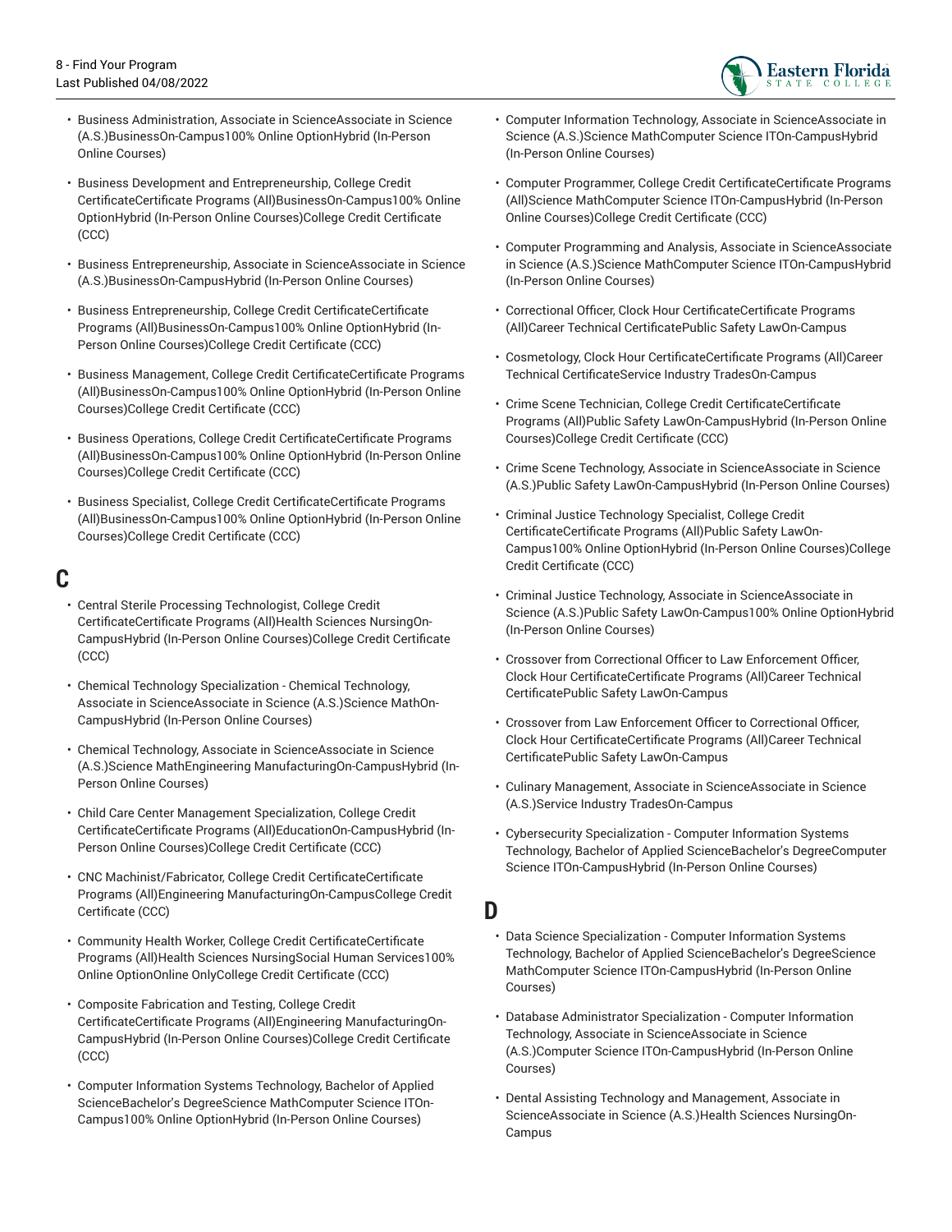- Business Administration, Associate in ScienceAssociate in Science (A.S.)BusinessOn-Campus100% Online OptionHybrid (In-Person Online Courses)
- Business Development and Entrepreneurship, College Credit CertificateCertificate Programs (All)BusinessOn-Campus100% Online OptionHybrid (In-Person Online Courses)College Credit Certificate (CCC)
- Business Entrepreneurship, Associate in ScienceAssociate in Science (A.S.)BusinessOn-CampusHybrid (In-Person Online Courses)
- Business Entrepreneurship, College Credit CertificateCertificate Programs (All)BusinessOn-Campus100% Online OptionHybrid (In-Person Online Courses)College Credit Certificate (CCC)
- Business Management, College Credit CertificateCertificate Programs (All)BusinessOn-Campus100% Online OptionHybrid (In-Person Online Courses)College Credit Certificate (CCC)
- Business Operations, College Credit CertificateCertificate Programs (All)BusinessOn-Campus100% Online OptionHybrid (In-Person Online Courses)College Credit Certificate (CCC)
- Business Specialist, College Credit CertificateCertificate Programs (All)BusinessOn-Campus100% Online OptionHybrid (In-Person Online Courses)College Credit Certificate (CCC)

## C

- Central Sterile Processing Technologist, College Credit CertificateCertificate Programs (All)Health Sciences NursingOn-CampusHybrid (In-Person Online Courses)College Credit Certificate (CCC)
- Chemical Technology Specialization - Chemical Technology, Associate in ScienceAssociate in Science (A.S.)Science MathOn-CampusHybrid (In-Person Online Courses)
- Chemical Technology, Associate in ScienceAssociate in Science (A.S.)Science MathEngineering ManufacturingOn-CampusHybrid (In-Person Online Courses)
- Child Care Center Management Specialization, College Credit CertificateCertificate Programs (All)EducationOn-CampusHybrid (In-Person Online Courses)College Credit Certificate (CCC)
- CNC Machinist/Fabricator, College Credit CertificateCertificate Programs (All)Engineering ManufacturingOn-CampusCollege Credit Certificate (CCC)
- Community Health Worker, College Credit CertificateCertificate Programs (All)Health Sciences NursingSocial Human Services100% Online OptionOnline OnlyCollege Credit Certificate (CCC)
- Composite Fabrication and Testing, College Credit CertificateCertificate Programs (All)Engineering ManufacturingOn-CampusHybrid (In-Person Online Courses)College Credit Certificate (CCC)
- Computer Information Systems Technology, Bachelor of Applied ScienceBachelor's DegreeScience MathComputer Science ITOn-Campus100% Online OptionHybrid (In-Person Online Courses)
- Computer Information Technology, Associate in ScienceAssociate in Science (A.S.)Science MathComputer Science ITOn-CampusHybrid (In-Person Online Courses)
- Computer Programmer, College Credit CertificateCertificate Programs (All)Science MathComputer Science ITOn-CampusHybrid (In-Person Online Courses)College Credit Certificate (CCC)
- Computer Programming and Analysis, Associate in ScienceAssociate in Science (A.S.)Science MathComputer Science ITOn-CampusHybrid (In-Person Online Courses)
- Correctional Officer, Clock Hour CertificateCertificate Programs (All)Career Technical CertificatePublic Safety LawOn-Campus
- Cosmetology, Clock Hour CertificateCertificate Programs (All)Career Technical CertificateService Industry TradesOn-Campus
- Crime Scene Technician, College Credit CertificateCertificate Programs (All)Public Safety LawOn-CampusHybrid (In-Person Online Courses)College Credit Certificate (CCC)
- Crime Scene Technology, Associate in ScienceAssociate in Science (A.S.)Public Safety LawOn-CampusHybrid (In-Person Online Courses)
- Criminal Justice Technology Specialist, College Credit CertificateCertificate Programs (All)Public Safety LawOn-Campus100% Online OptionHybrid (In-Person Online Courses)College Credit Certificate (CCC)
- Criminal Justice Technology, Associate in ScienceAssociate in Science (A.S.)Public Safety LawOn-Campus100% Online OptionHybrid (In-Person Online Courses)
- Crossover from Correctional Officer to Law Enforcement Officer, Clock Hour CertificateCertificate Programs (All)Career Technical CertificatePublic Safety LawOn-Campus
- Crossover from Law Enforcement Officer to Correctional Officer, Clock Hour CertificateCertificate Programs (All)Career Technical CertificatePublic Safety LawOn-Campus
- Culinary Management, Associate in ScienceAssociate in Science (A.S.)Service Industry TradesOn-Campus
- Cybersecurity Specialization - Computer Information Systems Technology, Bachelor of Applied ScienceBachelor's DegreeComputer Science ITOn-CampusHybrid (In-Person Online Courses)

## D

- Data Science Specialization - Computer Information Systems Technology, Bachelor of Applied ScienceBachelor's DegreeScience MathComputer Science ITOn-CampusHybrid (In-Person Online Courses)
- Database Administrator Specialization - Computer Information Technology, Associate in ScienceAssociate in Science (A.S.)Computer Science ITOn-CampusHybrid (In-Person Online Courses)
- Dental Assisting Technology and Management, Associate in ScienceAssociate in Science (A.S.)Health Sciences NursingOn-Campus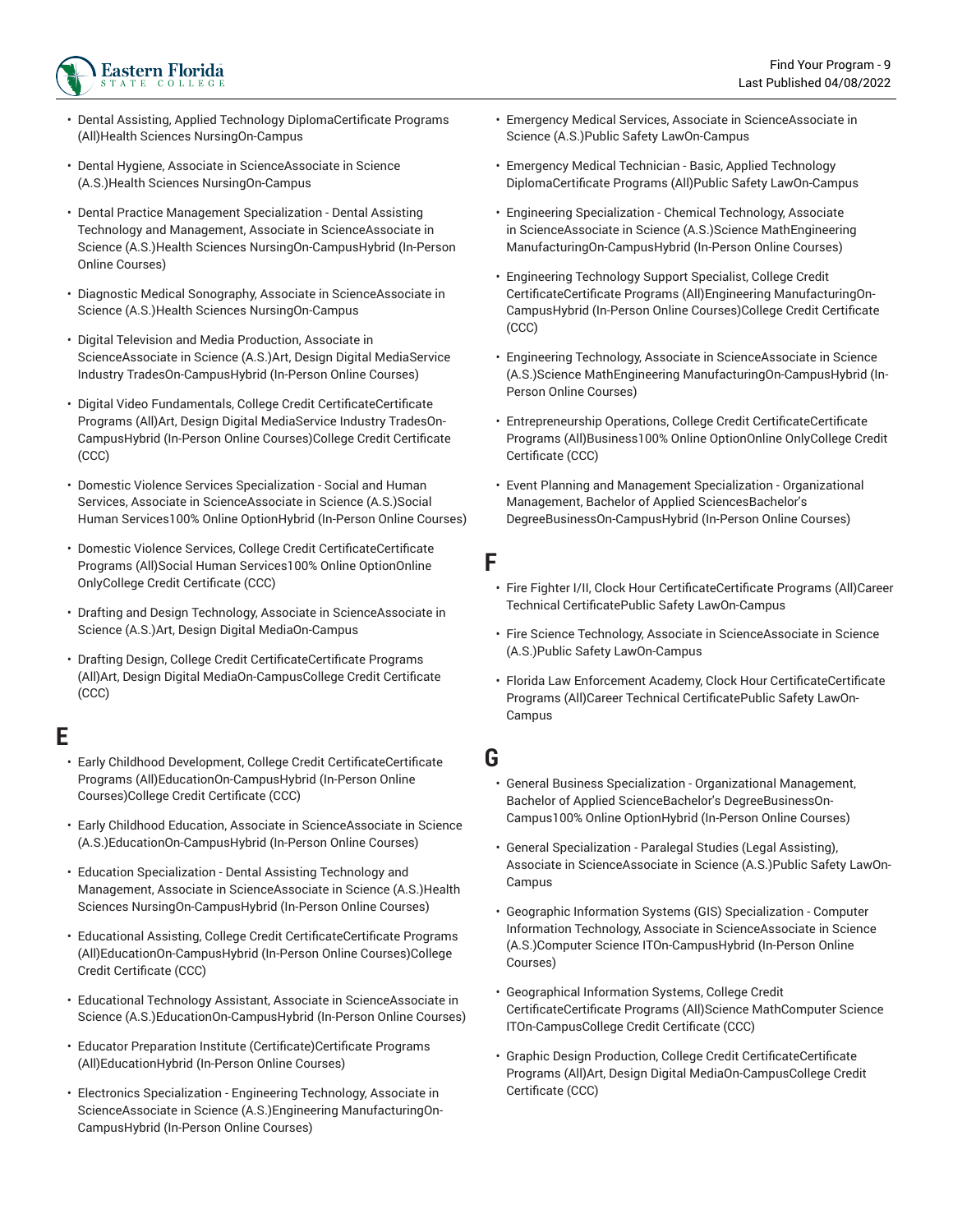- Dental Assisting, Applied Technology DiplomaCertificate Programs (All)Health Sciences NursingOn-Campus
- Dental Hygiene, Associate in ScienceAssociate in Science (A.S.)Health Sciences NursingOn-Campus
- Dental Practice Management Specialization - Dental Assisting Technology and Management, Associate in ScienceAssociate in Science (A.S.)Health Sciences NursingOn-CampusHybrid (In-Person Online Courses)
- Diagnostic Medical Sonography, Associate in ScienceAssociate in Science (A.S.)Health Sciences NursingOn-Campus
- Digital Television and Media Production, Associate in ScienceAssociate in Science (A.S.)Art, Design Digital MediaService Industry TradesOn-CampusHybrid (In-Person Online Courses)
- Digital Video Fundamentals, College Credit CertificateCertificate Programs (All)Art, Design Digital MediaService Industry TradesOn-CampusHybrid (In-Person Online Courses)College Credit Certificate (CCC)
- Domestic Violence Services Specialization - Social and Human Services, Associate in ScienceAssociate in Science (A.S.)Social Human Services100% Online OptionHybrid (In-Person Online Courses)
- Domestic Violence Services, College Credit CertificateCertificate Programs (All)Social Human Services100% Online OptionOnline OnlyCollege Credit Certificate (CCC)
- Drafting and Design Technology, Associate in ScienceAssociate in Science (A.S.)Art, Design Digital MediaOn-Campus
- Drafting Design, College Credit CertificateCertificate Programs (All)Art, Design Digital MediaOn-CampusCollege Credit Certificate (CCC)

## E

- Early Childhood Development, College Credit CertificateCertificate Programs (All)EducationOn-CampusHybrid (In-Person Online Courses)College Credit Certificate (CCC)
- Early Childhood Education, Associate in ScienceAssociate in Science (A.S.)EducationOn-CampusHybrid (In-Person Online Courses)
- Education Specialization - Dental Assisting Technology and Management, Associate in ScienceAssociate in Science (A.S.)Health Sciences NursingOn-CampusHybrid (In-Person Online Courses)
- Educational Assisting, College Credit CertificateCertificate Programs (All)EducationOn-CampusHybrid (In-Person Online Courses)College Credit Certificate (CCC)
- Educational Technology Assistant, Associate in ScienceAssociate in Science (A.S.)EducationOn-CampusHybrid (In-Person Online Courses)
- Educator Preparation Institute (Certificate)Certificate Programs (All)EducationHybrid (In-Person Online Courses)
- Electronics Specialization - Engineering Technology, Associate in ScienceAssociate in Science (A.S.)Engineering ManufacturingOn-CampusHybrid (In-Person Online Courses)
- Emergency Medical Services, Associate in ScienceAssociate in Science (A.S.)Public Safety LawOn-Campus
- Emergency Medical Technician - Basic, Applied Technology DiplomaCertificate Programs (All)Public Safety LawOn-Campus
- Engineering Specialization - Chemical Technology, Associate in ScienceAssociate in Science (A.S.)Science MathEngineering ManufacturingOn-CampusHybrid (In-Person Online Courses)
- Engineering Technology Support Specialist, College Credit CertificateCertificate Programs (All)Engineering ManufacturingOn-CampusHybrid (In-Person Online Courses)College Credit Certificate (CCC)
- Engineering Technology, Associate in ScienceAssociate in Science (A.S.)Science MathEngineering ManufacturingOn-CampusHybrid (In-Person Online Courses)
- Entrepreneurship Operations, College Credit CertificateCertificate Programs (All)Business100% Online OptionOnline OnlyCollege Credit Certificate (CCC)
- Event Planning and Management Specialization - Organizational Management, Bachelor of Applied SciencesBachelor's DegreeBusinessOn-CampusHybrid (In-Person Online Courses)

## F

- Fire Fighter I/II, Clock Hour CertificateCertificate Programs (All)Career Technical CertificatePublic Safety LawOn-Campus
- Fire Science Technology, Associate in ScienceAssociate in Science (A.S.)Public Safety LawOn-Campus
- Florida Law Enforcement Academy, Clock Hour CertificateCertificate Programs (All)Career Technical CertificatePublic Safety LawOn-Campus

## G

- General Business Specialization - Organizational Management, Bachelor of Applied ScienceBachelor's DegreeBusinessOn-Campus100% Online OptionHybrid (In-Person Online Courses)
- General Specialization - Paralegal Studies (Legal Assisting), Associate in ScienceAssociate in Science (A.S.)Public Safety LawOn-Campus
- Geographic Information Systems (GIS) Specialization - Computer Information Technology, Associate in ScienceAssociate in Science (A.S.)Computer Science ITOn-CampusHybrid (In-Person Online Courses)
- Geographical Information Systems, College Credit CertificateCertificate Programs (All)Science MathComputer Science ITOn-CampusCollege Credit Certificate (CCC)
- Graphic Design Production, College Credit CertificateCertificate Programs (All)Art, Design Digital MediaOn-CampusCollege Credit Certificate (CCC)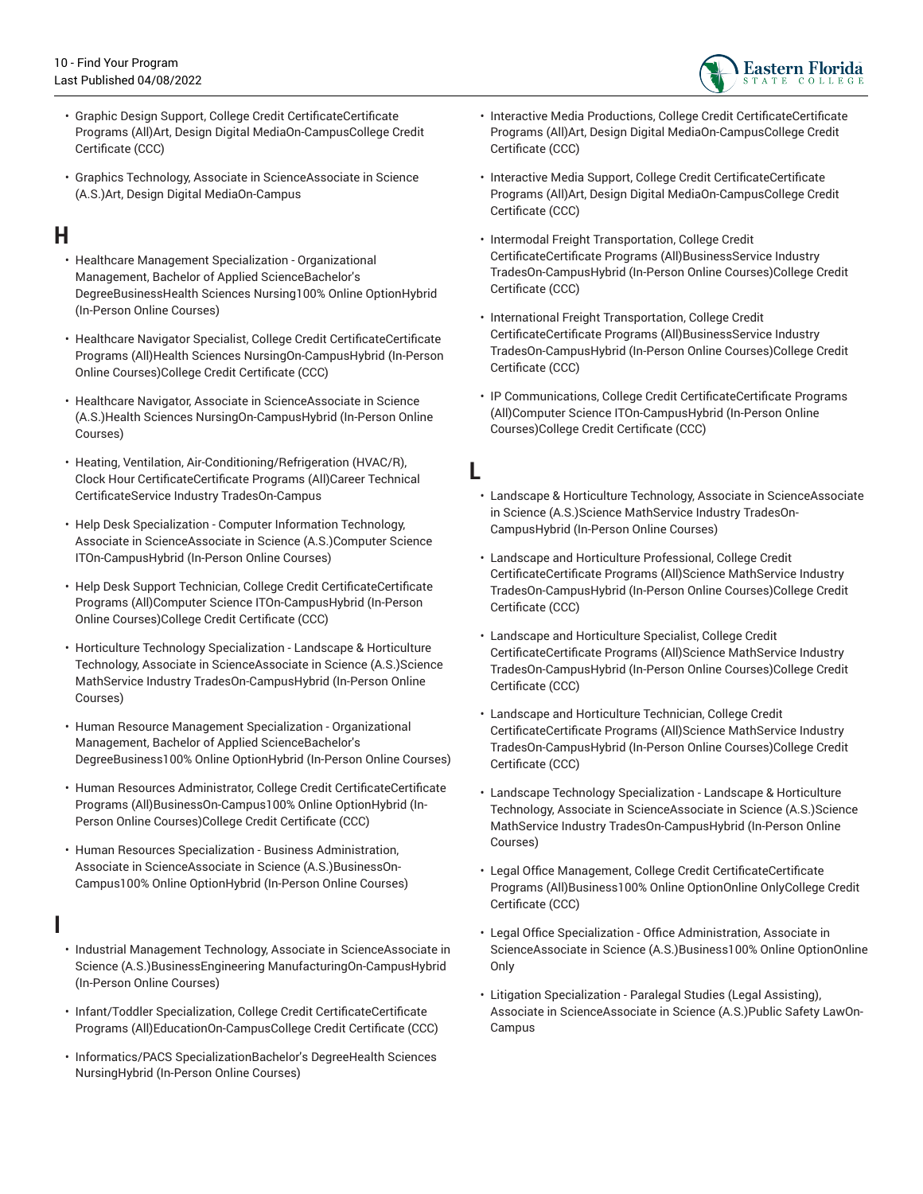- Graphic Design Support, College Credit CertificateCertificate Programs (All)Art, Design Digital MediaOn-CampusCollege Credit Certificate (CCC)
- Graphics Technology, Associate in ScienceAssociate in Science (A.S.)Art, Design Digital MediaOn-Campus

## H

- Healthcare Management Specialization - Organizational Management, Bachelor of Applied ScienceBachelor's DegreeBusinessHealth Sciences Nursing100% Online OptionHybrid (In-Person Online Courses)
- Healthcare Navigator Specialist, College Credit CertificateCertificate Programs (All)Health Sciences NursingOn-CampusHybrid (In-Person Online Courses)College Credit Certificate (CCC)
- Healthcare Navigator, Associate in ScienceAssociate in Science (A.S.)Health Sciences NursingOn-CampusHybrid (In-Person Online Courses)
- Heating, Ventilation, Air-Conditioning/Refrigeration (HVAC/R), Clock Hour CertificateCertificate Programs (All)Career Technical CertificateService Industry TradesOn-Campus
- Help Desk Specialization - Computer Information Technology, Associate in ScienceAssociate in Science (A.S.)Computer Science ITOn-CampusHybrid (In-Person Online Courses)
- Help Desk Support Technician, College Credit CertificateCertificate Programs (All)Computer Science ITOn-CampusHybrid (In-Person Online Courses)College Credit Certificate (CCC)
- Horticulture Technology Specialization - Landscape & Horticulture Technology, Associate in ScienceAssociate in Science (A.S.)Science MathService Industry TradesOn-CampusHybrid (In-Person Online Courses)
- Human Resource Management Specialization - Organizational Management, Bachelor of Applied ScienceBachelor's DegreeBusiness100% Online OptionHybrid (In-Person Online Courses)
- Human Resources Administrator, College Credit CertificateCertificate Programs (All)BusinessOn-Campus100% Online OptionHybrid (In-Person Online Courses)College Credit Certificate (CCC)
- Human Resources Specialization - Business Administration, Associate in ScienceAssociate in Science (A.S.)BusinessOn-Campus100% Online OptionHybrid (In-Person Online Courses)

## I

- Industrial Management Technology, Associate in ScienceAssociate in Science (A.S.)BusinessEngineering ManufacturingOn-CampusHybrid (In-Person Online Courses)
- Infant/Toddler Specialization, College Credit CertificateCertificate Programs (All)EducationOn-CampusCollege Credit Certificate (CCC)
- Informatics/PACS SpecializationBachelor's DegreeHealth Sciences NursingHybrid (In-Person Online Courses)
- Interactive Media Productions, College Credit CertificateCertificate Programs (All)Art, Design Digital MediaOn-CampusCollege Credit Certificate (CCC)
- Interactive Media Support, College Credit CertificateCertificate Programs (All)Art, Design Digital MediaOn-CampusCollege Credit Certificate (CCC)
- Intermodal Freight Transportation, College Credit CertificateCertificate Programs (All)BusinessService Industry TradesOn-CampusHybrid (In-Person Online Courses)College Credit Certificate (CCC)
- International Freight Transportation, College Credit CertificateCertificate Programs (All)BusinessService Industry TradesOn-CampusHybrid (In-Person Online Courses)College Credit Certificate (CCC)
- IP Communications, College Credit CertificateCertificate Programs (All)Computer Science ITOn-CampusHybrid (In-Person Online Courses)College Credit Certificate (CCC)

## L

- Landscape & Horticulture Technology, Associate in ScienceAssociate in Science (A.S.)Science MathService Industry TradesOn-CampusHybrid (In-Person Online Courses)
- Landscape and Horticulture Professional, College Credit CertificateCertificate Programs (All)Science MathService Industry TradesOn-CampusHybrid (In-Person Online Courses)College Credit Certificate (CCC)
- Landscape and Horticulture Specialist, College Credit CertificateCertificate Programs (All)Science MathService Industry TradesOn-CampusHybrid (In-Person Online Courses)College Credit Certificate (CCC)
- Landscape and Horticulture Technician, College Credit CertificateCertificate Programs (All)Science MathService Industry TradesOn-CampusHybrid (In-Person Online Courses)College Credit Certificate (CCC)
- Landscape Technology Specialization - Landscape & Horticulture Technology, Associate in ScienceAssociate in Science (A.S.)Science MathService Industry TradesOn-CampusHybrid (In-Person Online Courses)
- Legal Office Management, College Credit CertificateCertificate Programs (All)Business100% Online OptionOnline OnlyCollege Credit Certificate (CCC)
- Legal Office Specialization - Office Administration, Associate in ScienceAssociate in Science (A.S.)Business100% Online OptionOnline Only
- Litigation Specialization - Paralegal Studies (Legal Assisting), Associate in ScienceAssociate in Science (A.S.)Public Safety LawOn-Campus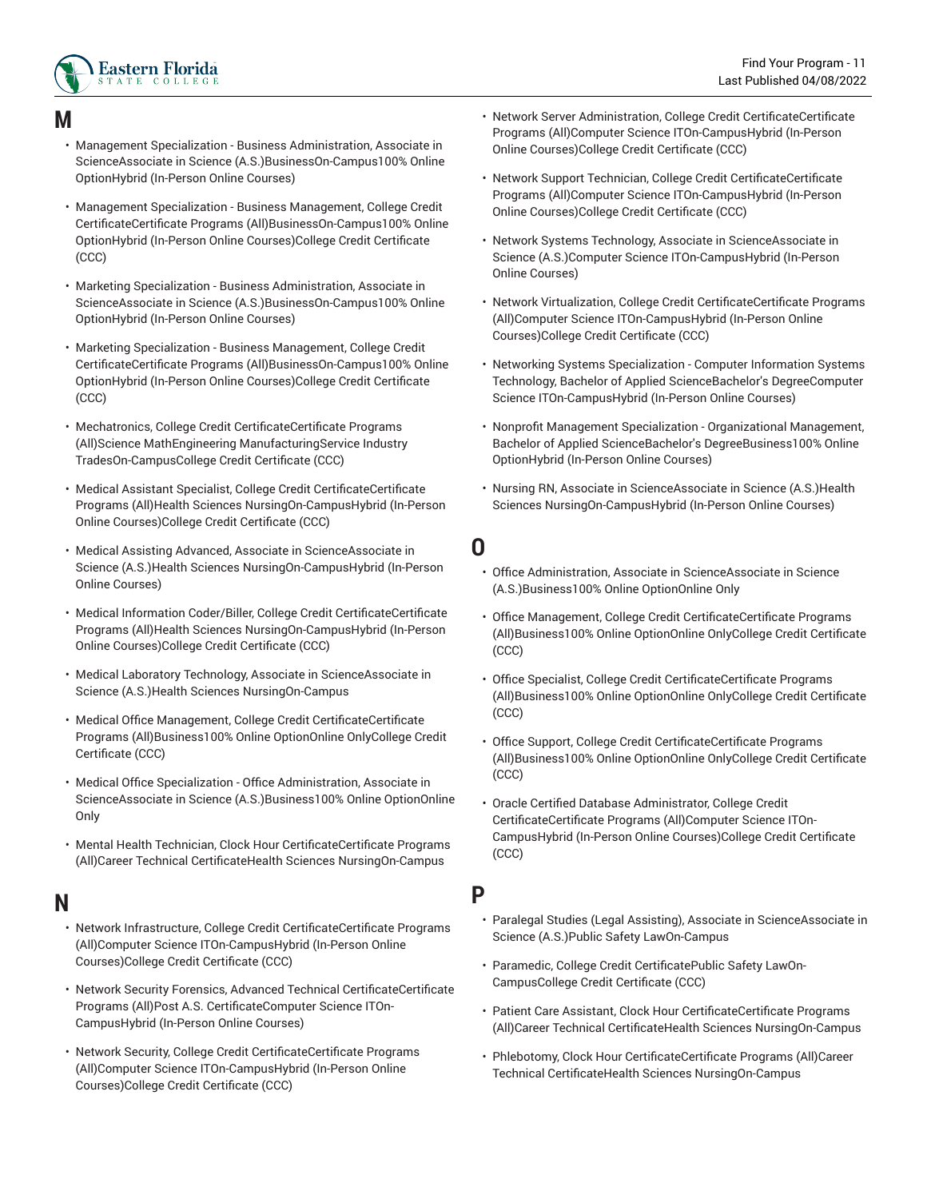## M

- Management Specialization - Business Administration, Associate in ScienceAssociate in Science (A.S.)BusinessOn-Campus100% Online OptionHybrid (In-Person Online Courses)
- Management Specialization - Business Management, College Credit CertificateCertificate Programs (All)BusinessOn-Campus100% Online OptionHybrid (In-Person Online Courses)College Credit Certificate (CCC)
- Marketing Specialization - Business Administration, Associate in ScienceAssociate in Science (A.S.)BusinessOn-Campus100% Online OptionHybrid (In-Person Online Courses)
- Marketing Specialization - Business Management, College Credit CertificateCertificate Programs (All)BusinessOn-Campus100% Online OptionHybrid (In-Person Online Courses)College Credit Certificate (CCC)
- Mechatronics, College Credit CertificateCertificate Programs (All)Science MathEngineering ManufacturingService Industry TradesOn-CampusCollege Credit Certificate (CCC)
- Medical Assistant Specialist, College Credit CertificateCertificate Programs (All)Health Sciences NursingOn-CampusHybrid (In-Person Online Courses)College Credit Certificate (CCC)
- Medical Assisting Advanced, Associate in ScienceAssociate in Science (A.S.)Health Sciences NursingOn-CampusHybrid (In-Person Online Courses)
- Medical Information Coder/Biller, College Credit CertificateCertificate Programs (All)Health Sciences NursingOn-CampusHybrid (In-Person Online Courses)College Credit Certificate (CCC)
- Medical Laboratory Technology, Associate in ScienceAssociate in Science (A.S.)Health Sciences NursingOn-Campus
- Medical Office Management, College Credit CertificateCertificate Programs (All)Business100% Online OptionOnline OnlyCollege Credit Certificate (CCC)
- Medical Office Specialization - Office Administration, Associate in ScienceAssociate in Science (A.S.)Business100% Online OptionOnline Only
- Mental Health Technician, Clock Hour CertificateCertificate Programs (All)Career Technical CertificateHealth Sciences NursingOn-Campus

## N

- Network Infrastructure, College Credit CertificateCertificate Programs (All)Computer Science ITOn-CampusHybrid (In-Person Online Courses)College Credit Certificate (CCC)
- Network Security Forensics, Advanced Technical CertificateCertificate Programs (All)Post A.S. CertificateComputer Science ITOn-CampusHybrid (In-Person Online Courses)
- Network Security, College Credit CertificateCertificate Programs (All)Computer Science ITOn-CampusHybrid (In-Person Online Courses)College Credit Certificate (CCC)
- Network Server Administration, College Credit CertificateCertificate Programs (All)Computer Science ITOn-CampusHybrid (In-Person Online Courses)College Credit Certificate (CCC)
- Network Support Technician, College Credit CertificateCertificate Programs (All)Computer Science ITOn-CampusHybrid (In-Person Online Courses)College Credit Certificate (CCC)
- Network Systems Technology, Associate in ScienceAssociate in Science (A.S.)Computer Science ITOn-CampusHybrid (In-Person Online Courses)
- Network Virtualization, College Credit CertificateCertificate Programs (All)Computer Science ITOn-CampusHybrid (In-Person Online Courses)College Credit Certificate (CCC)
- Networking Systems Specialization - Computer Information Systems Technology, Bachelor of Applied ScienceBachelor's DegreeComputer Science ITOn-CampusHybrid (In-Person Online Courses)
- Nonprofit Management Specialization - Organizational Management, Bachelor of Applied ScienceBachelor's DegreeBusiness100% Online OptionHybrid (In-Person Online Courses)
- Nursing RN, Associate in ScienceAssociate in Science (A.S.)Health Sciences NursingOn-CampusHybrid (In-Person Online Courses)

## O

- Office Administration, Associate in ScienceAssociate in Science (A.S.)Business100% Online OptionOnline Only
- Office Management, College Credit CertificateCertificate Programs (All)Business100% Online OptionOnline OnlyCollege Credit Certificate (CCC)
- Office Specialist, College Credit CertificateCertificate Programs (All)Business100% Online OptionOnline OnlyCollege Credit Certificate (CCC)
- Office Support, College Credit CertificateCertificate Programs (All)Business100% Online OptionOnline OnlyCollege Credit Certificate (CCC)
- Oracle Certified Database Administrator, College Credit CertificateCertificate Programs (All)Computer Science ITOn-CampusHybrid (In-Person Online Courses)College Credit Certificate (CCC)

## P

- Paralegal Studies (Legal Assisting), Associate in ScienceAssociate in Science (A.S.)Public Safety LawOn-Campus
- Paramedic, College Credit CertificatePublic Safety LawOn-CampusCollege Credit Certificate (CCC)
- Patient Care Assistant, Clock Hour CertificateCertificate Programs (All)Career Technical CertificateHealth Sciences NursingOn-Campus
- Phlebotomy, Clock Hour CertificateCertificate Programs (All)Career Technical CertificateHealth Sciences NursingOn-Campus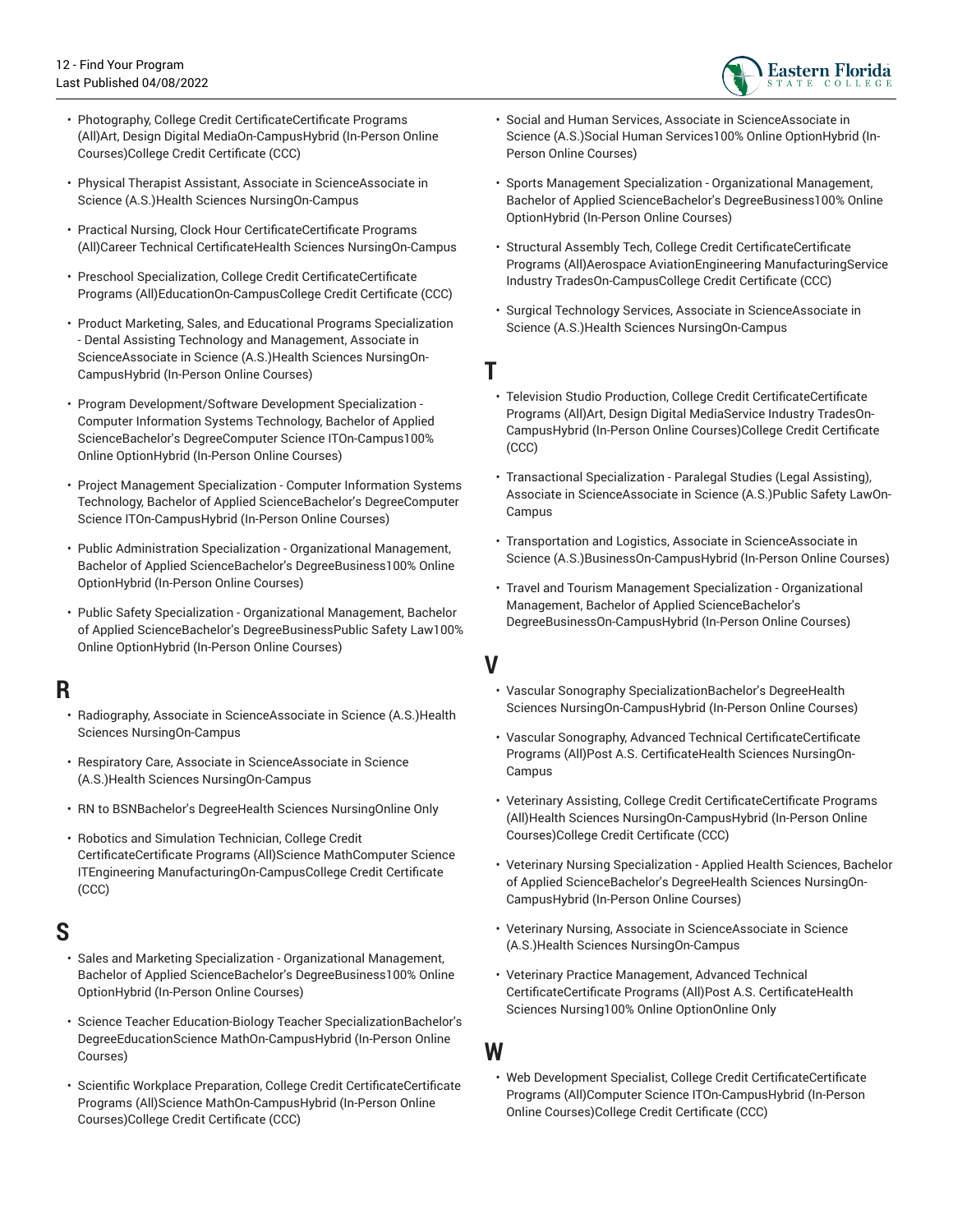- Photography, College Credit CertificateCertificate Programs (All)Art, Design Digital MediaOn-CampusHybrid (In-Person Online Courses)College Credit Certificate (CCC)
- Physical Therapist Assistant, Associate in ScienceAssociate in Science (A.S.)Health Sciences NursingOn-Campus
- Practical Nursing, Clock Hour CertificateCertificate Programs (All)Career Technical CertificateHealth Sciences NursingOn-Campus
- Preschool Specialization, College Credit CertificateCertificate Programs (All)EducationOn-CampusCollege Credit Certificate (CCC)
- Product Marketing, Sales, and Educational Programs Specialization - Dental Assisting Technology and Management, Associate in ScienceAssociate in Science (A.S.)Health Sciences NursingOn-CampusHybrid (In-Person Online Courses)
- Program Development/Software Development Specialization - Computer Information Systems Technology, Bachelor of Applied ScienceBachelor's DegreeComputer Science ITOn-Campus100% Online OptionHybrid (In-Person Online Courses)
- Project Management Specialization - Computer Information Systems Technology, Bachelor of Applied ScienceBachelor's DegreeComputer Science ITOn-CampusHybrid (In-Person Online Courses)
- Public Administration Specialization - Organizational Management, Bachelor of Applied ScienceBachelor's DegreeBusiness100% Online OptionHybrid (In-Person Online Courses)
- Public Safety Specialization - Organizational Management, Bachelor of Applied ScienceBachelor's DegreeBusinessPublic Safety Law100% Online OptionHybrid (In-Person Online Courses)

## R

- Radiography, Associate in ScienceAssociate in Science (A.S.)Health Sciences NursingOn-Campus
- Respiratory Care, Associate in ScienceAssociate in Science (A.S.)Health Sciences NursingOn-Campus
- RN to BSNBachelor's DegreeHealth Sciences NursingOnline Only
- Robotics and Simulation Technician, College Credit CertificateCertificate Programs (All)Science MathComputer Science ITEngineering ManufacturingOn-CampusCollege Credit Certificate (CCC)

## S

- Sales and Marketing Specialization - Organizational Management, Bachelor of Applied ScienceBachelor's DegreeBusiness100% Online OptionHybrid (In-Person Online Courses)
- Science Teacher Education-Biology Teacher SpecializationBachelor's DegreeEducationScience MathOn-CampusHybrid (In-Person Online Courses)
- Scientific Workplace Preparation, College Credit CertificateCertificate Programs (All)Science MathOn-CampusHybrid (In-Person Online Courses)College Credit Certificate (CCC)
- Social and Human Services, Associate in ScienceAssociate in Science (A.S.)Social Human Services100% Online OptionHybrid (In-Person Online Courses)
- Sports Management Specialization - Organizational Management, Bachelor of Applied ScienceBachelor's DegreeBusiness100% Online OptionHybrid (In-Person Online Courses)
- Structural Assembly Tech, College Credit CertificateCertificate Programs (All)Aerospace AviationEngineering ManufacturingService Industry TradesOn-CampusCollege Credit Certificate (CCC)
- Surgical Technology Services, Associate in ScienceAssociate in Science (A.S.)Health Sciences NursingOn-Campus

## T

- Television Studio Production, College Credit CertificateCertificate Programs (All)Art, Design Digital MediaService Industry TradesOn-CampusHybrid (In-Person Online Courses)College Credit Certificate (CCC)
- Transactional Specialization - Paralegal Studies (Legal Assisting), Associate in ScienceAssociate in Science (A.S.)Public Safety LawOn-Campus
- Transportation and Logistics, Associate in ScienceAssociate in Science (A.S.)BusinessOn-CampusHybrid (In-Person Online Courses)
- Travel and Tourism Management Specialization - Organizational Management, Bachelor of Applied ScienceBachelor's DegreeBusinessOn-CampusHybrid (In-Person Online Courses)

## V

- Vascular Sonography SpecializationBachelor's DegreeHealth Sciences NursingOn-CampusHybrid (In-Person Online Courses)
- Vascular Sonography, Advanced Technical CertificateCertificate Programs (All)Post A.S. CertificateHealth Sciences NursingOn-Campus
- Veterinary Assisting, College Credit CertificateCertificate Programs (All)Health Sciences NursingOn-CampusHybrid (In-Person Online Courses)College Credit Certificate (CCC)
- Veterinary Nursing Specialization - Applied Health Sciences, Bachelor of Applied ScienceBachelor's DegreeHealth Sciences NursingOn-CampusHybrid (In-Person Online Courses)
- Veterinary Nursing, Associate in ScienceAssociate in Science (A.S.)Health Sciences NursingOn-Campus
- Veterinary Practice Management, Advanced Technical CertificateCertificate Programs (All)Post A.S. CertificateHealth Sciences Nursing100% Online OptionOnline Only

## W

- Web Development Specialist, College Credit CertificateCertificate Programs (All)Computer Science ITOn-CampusHybrid (In-Person Online Courses)College Credit Certificate (CCC)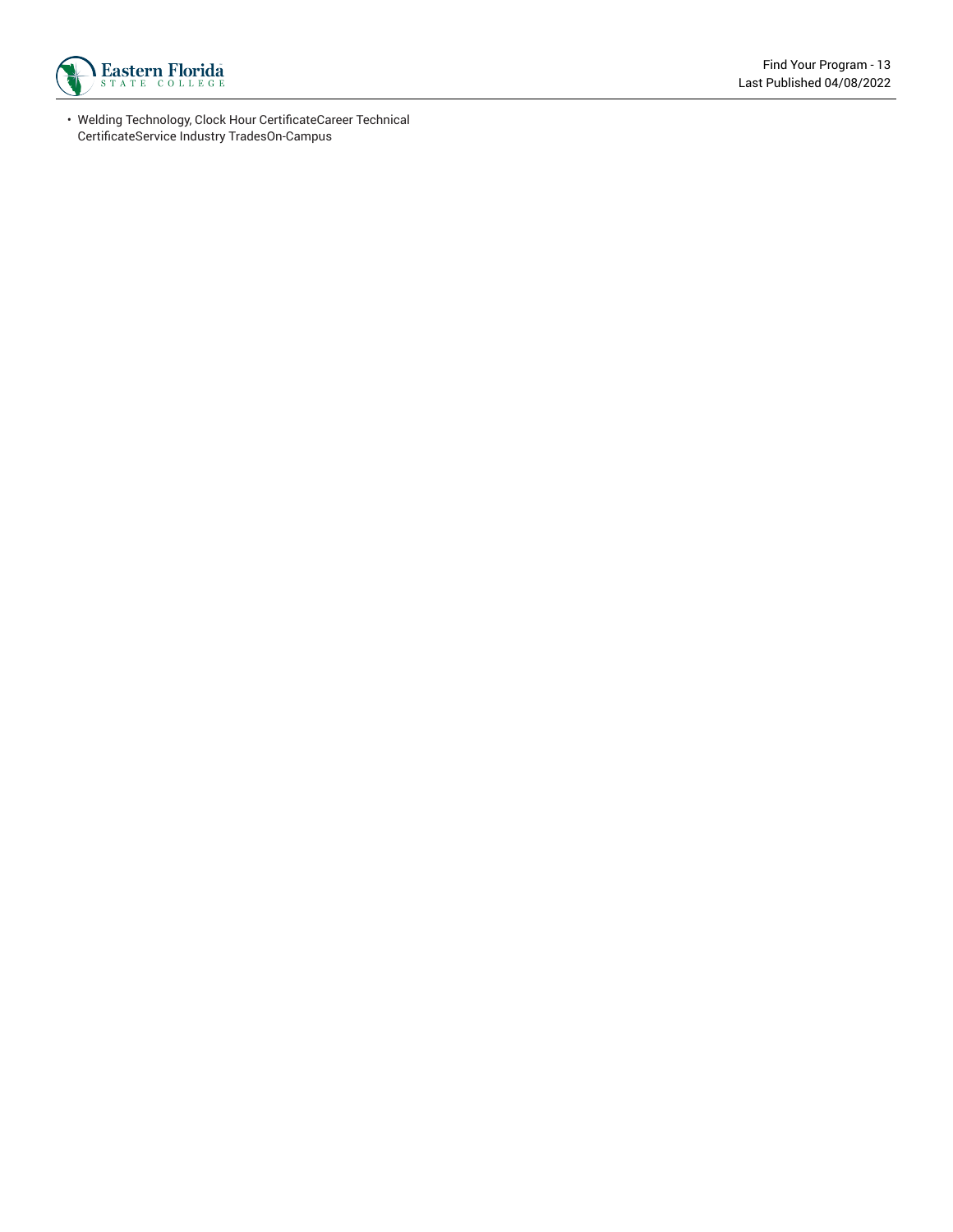- Welding Technology, Clock Hour CertificateCareer Technical CertificateService Industry TradesOn-Campus